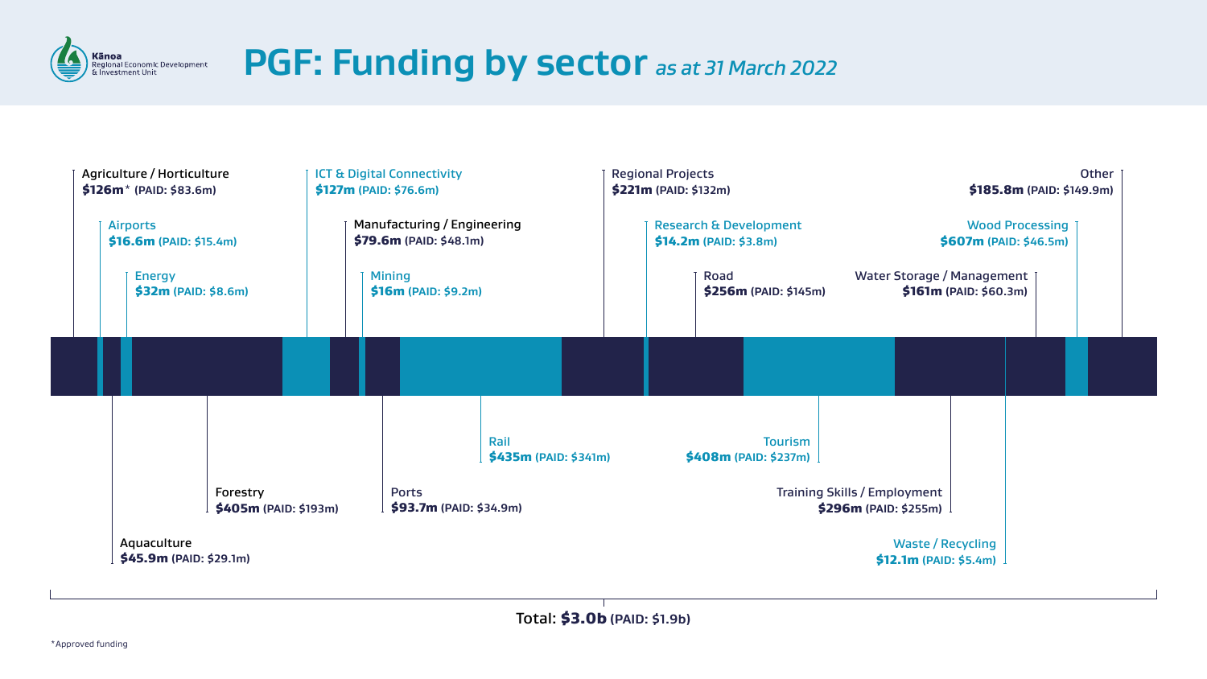Kānoa
Regional Economic Development & Investment Unit

# PGF: Funding by sector *as at 31 March 2022*

| Sector | Funding | Paid |
|---|---|---|
| Agriculture / Horticulture | $126m* | $83.6m |
| Airports | $16.6m | $15.4m |
| Aquaculture | $45.9m | $29.1m |
| Energy | $32m | $8.6m |
| Forestry | $405m | $193m |
| ICT & Digital Connectivity | $127m | $76.6m |
| Manufacturing / Engineering | $79.6m | $48.1m |
| Mining | $16m | $9.2m |
| Ports | $93.7m | $34.9m |
| Rail | $435m | $341m |
| Regional Projects | $221m | $132m |
| Research & Development | $14.2m | $3.8m |
| Road | $256m | $145m |
| Tourism | $408m | $237m |
| Training Skills / Employment | $296m | $255m |
| Water Storage / Management | $161m | $60.3m |
| Waste / Recycling | $12.1m | $5.4m |
| Wood Processing | $607m | $46.5m |
| Other | $185.8m | $149.9m |

Total: **$3.0b** (PAID: $1.9b)

*Approved funding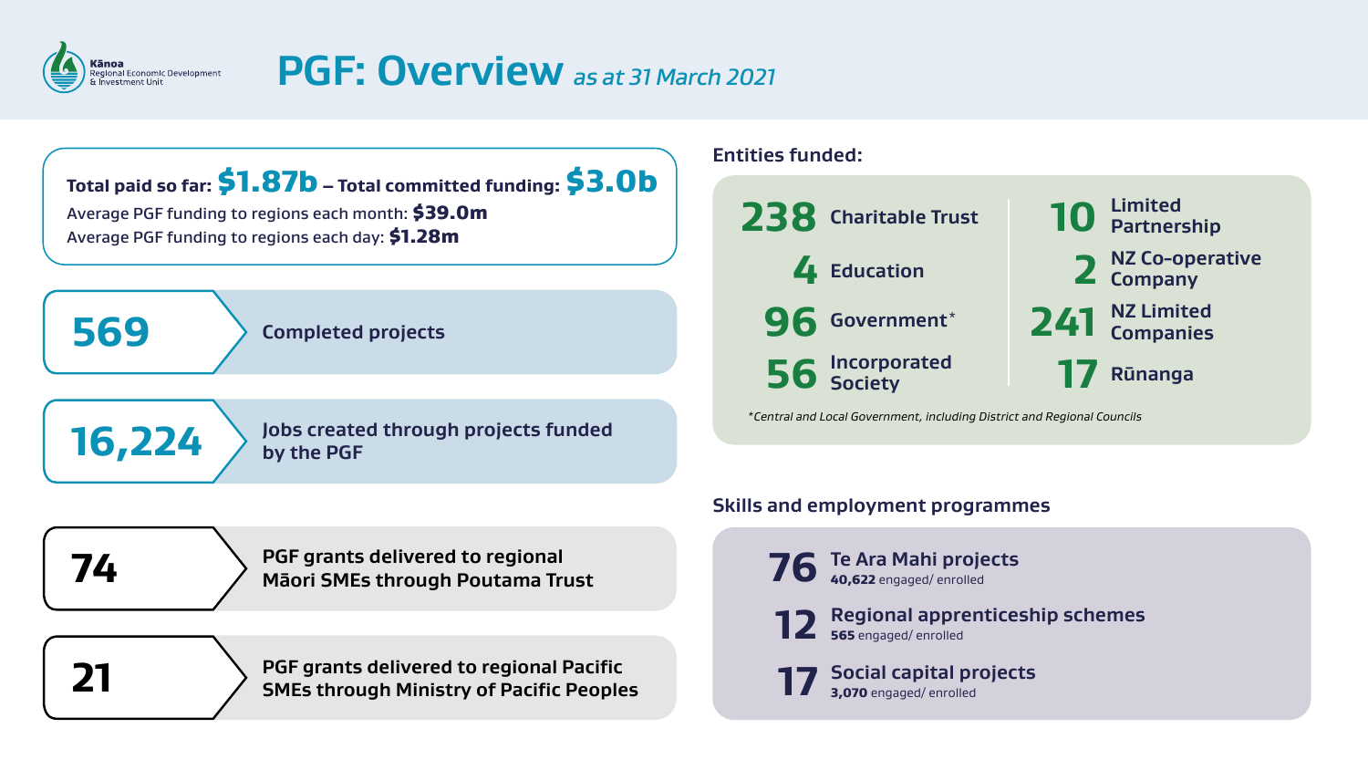Kānoa
Regional Economic Development & Investment Unit

# PGF: Overview *as at 31 March 2021*

**Total paid so far: $1.87b – Total committed funding: $3.0b**

Average PGF funding to regions each month: **$39.0m**
Average PGF funding to regions each day: **$1.28m**

**569** Completed projects

**16,224** Jobs created through projects funded by the PGF

**74** PGF grants delivered to regional Māori SMEs through Poutama Trust

**21** PGF grants delivered to regional Pacific SMEs through Ministry of Pacific Peoples

## Entities funded:

- **238** Charitable Trust
- **4** Education
- **96** Government*
- **56** Incorporated Society
- **10** Limited Partnership
- **2** NZ Co-operative Company
- **241** NZ Limited Companies
- **17** Rūnanga

*Central and Local Government, including District and Regional Councils*

## Skills and employment programmes

- **76** Te Ara Mahi projects — **40,622** engaged/ enrolled
- **12** Regional apprenticeship schemes — **565** engaged/ enrolled
- **17** Social capital projects — **3,070** engaged/ enrolled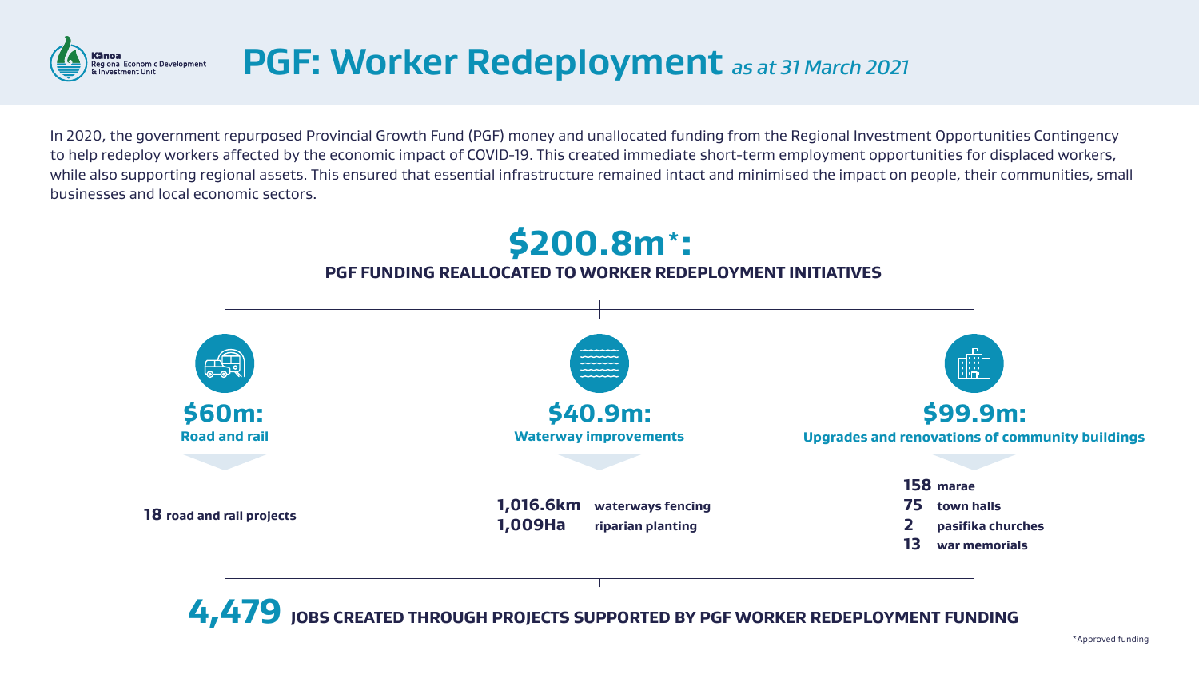Kānoa
Regional Economic Development & Investment Unit

# PGF: Worker Redeployment *as at 31 March 2021*

In 2020, the government repurposed Provincial Growth Fund (PGF) money and unallocated funding from the Regional Investment Opportunities Contingency to help redeploy workers affected by the economic impact of COVID-19. This created immediate short-term employment opportunities for displaced workers, while also supporting regional assets. This ensured that essential infrastructure remained intact and minimised the impact on people, their communities, small businesses and local economic sectors.

## $200.8m*:

**PGF FUNDING REALLOCATED TO WORKER REDEPLOYMENT INITIATIVES**

### $60m:

**Road and rail**

**18** road and rail projects

### $40.9m:

**Waterway improvements**

**1,016.6km** waterways fencing
**1,009Ha** riparian planting

### $99.9m:

**Upgrades and renovations of community buildings**

**158** marae
**75** town halls
**2** pasifika churches
**13** war memorials

## 4,479 JOBS CREATED THROUGH PROJECTS SUPPORTED BY PGF WORKER REDEPLOYMENT FUNDING

*Approved funding